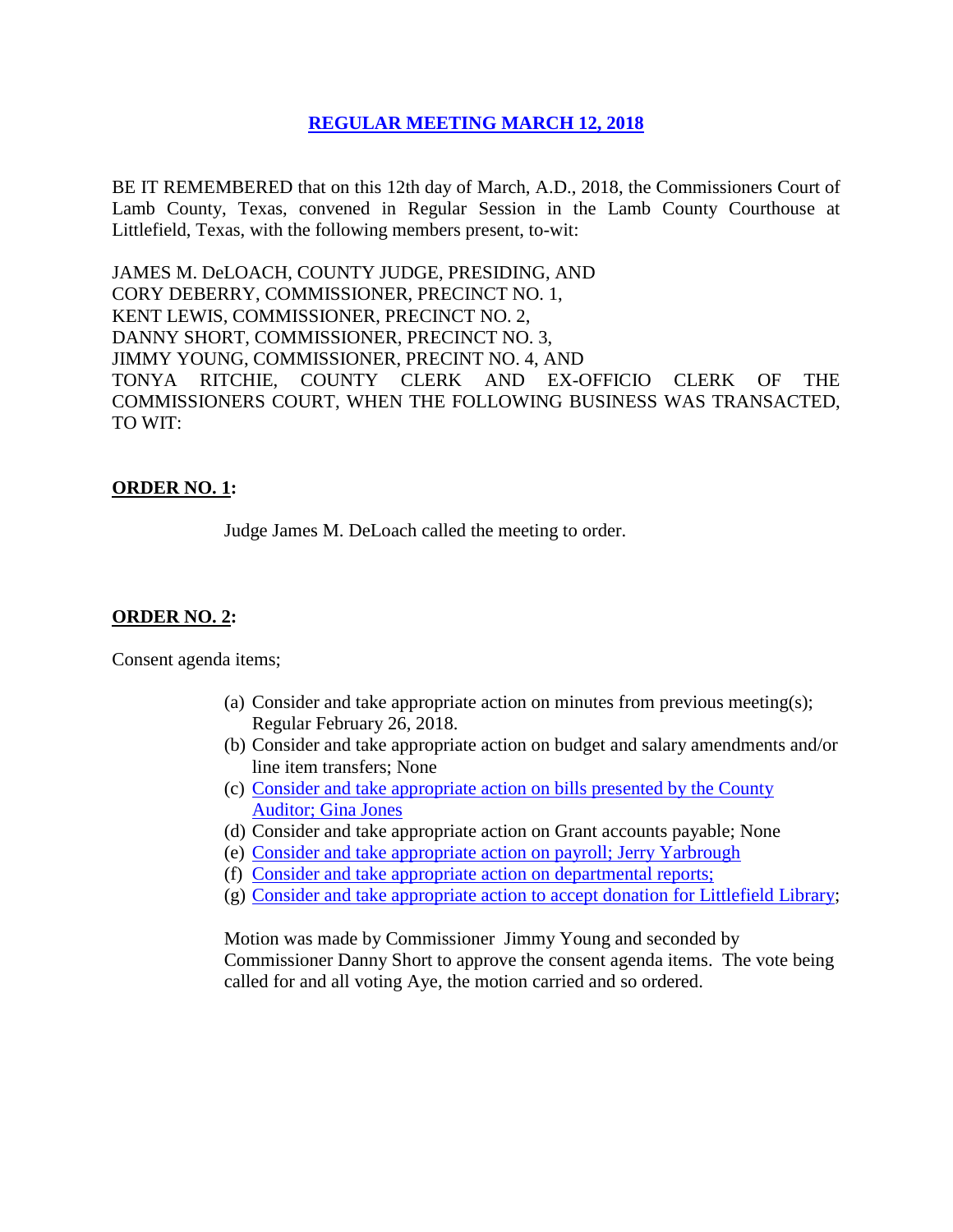# [REGULAR MEETING MARCH 12, 2018]

BE IT REMEMBERED that on this 12th day of March, A.D., 2018, the Commissioners Court of Lamb County, Texas, convened in Regular Session in the Lamb County Courthouse at Littlefield, Texas, with the following members present, to-wit:

JAMES M. DeLOACH, COUNTY JUDGE, PRESIDING, AND
CORY DEBERRY, COMMISSIONER, PRECINCT NO. 1,
KENT LEWIS, COMMISSIONER, PRECINCT NO. 2,
DANNY SHORT, COMMISSIONER, PRECINCT NO. 3,
JIMMY YOUNG, COMMISSIONER, PRECINT NO. 4, AND
TONYA RITCHIE, COUNTY CLERK AND EX-OFFICIO CLERK OF THE COMMISSIONERS COURT, WHEN THE FOLLOWING BUSINESS WAS TRANSACTED, TO WIT:

**ORDER NO. 1:**

Judge James M. DeLoach called the meeting to order.

**ORDER NO. 2:**

Consent agenda items;

(a) Consider and take appropriate action on minutes from previous meeting(s); Regular February 26, 2018.
(b) Consider and take appropriate action on budget and salary amendments and/or line item transfers; None
(c) Consider and take appropriate action on bills presented by the County Auditor; Gina Jones
(d) Consider and take appropriate action on Grant accounts payable; None
(e) Consider and take appropriate action on payroll; Jerry Yarbrough
(f) Consider and take appropriate action on departmental reports;
(g) Consider and take appropriate action to accept donation for Littlefield Library;

Motion was made by Commissioner Jimmy Young and seconded by Commissioner Danny Short to approve the consent agenda items. The vote being called for and all voting Aye, the motion carried and so ordered.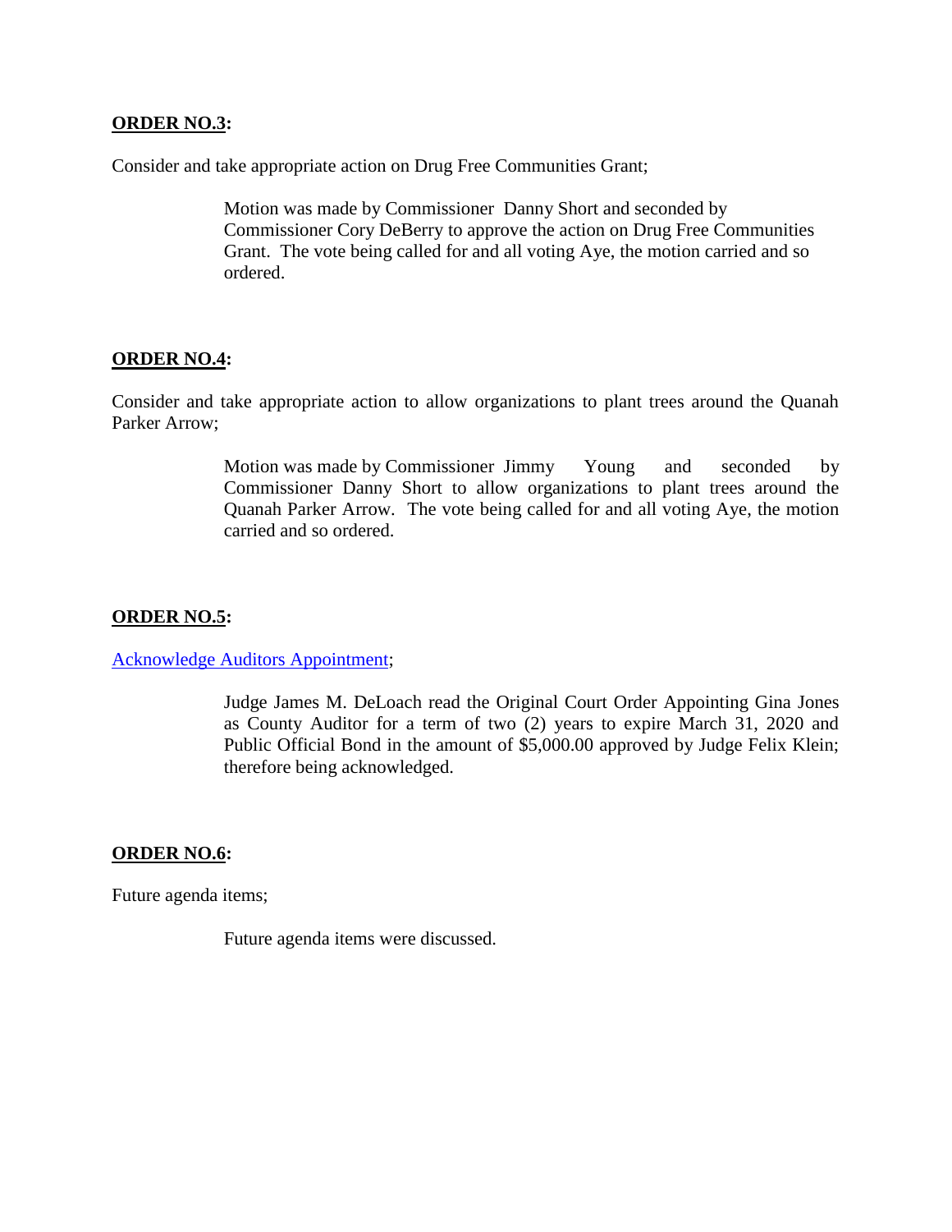**ORDER NO.3:**

Consider and take appropriate action on Drug Free Communities Grant;

> Motion was made by Commissioner Danny Short and seconded by Commissioner Cory DeBerry to approve the action on Drug Free Communities Grant. The vote being called for and all voting Aye, the motion carried and so ordered.

**ORDER NO.4:**

Consider and take appropriate action to allow organizations to plant trees around the Quanah Parker Arrow;

> Motion was made by Commissioner Jimmy Young and seconded by Commissioner Danny Short to allow organizations to plant trees around the Quanah Parker Arrow. The vote being called for and all voting Aye, the motion carried and so ordered.

**ORDER NO.5:**

Acknowledge Auditors Appointment;

> Judge James M. DeLoach read the Original Court Order Appointing Gina Jones as County Auditor for a term of two (2) years to expire March 31, 2020 and Public Official Bond in the amount of $5,000.00 approved by Judge Felix Klein; therefore being acknowledged.

**ORDER NO.6:**

Future agenda items;

> Future agenda items were discussed.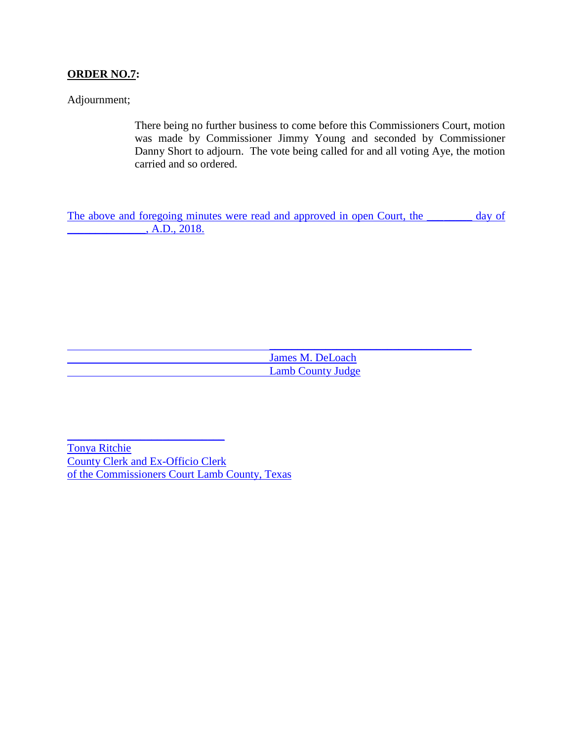**ORDER NO.7:**

Adjournment;

> There being no further business to come before this Commissioners Court, motion was made by Commissioner Jimmy Young and seconded by Commissioner Danny Short to adjourn. The vote being called for and all voting Aye, the motion carried and so ordered.

The above and foregoing minutes were read and approved in open Court, the ________ day of ______________, A.D., 2018.

___________________________________

James M. DeLoach
Lamb County Judge

___________________________

Tonya Ritchie
County Clerk and Ex-Officio Clerk
of the Commissioners Court Lamb County, Texas